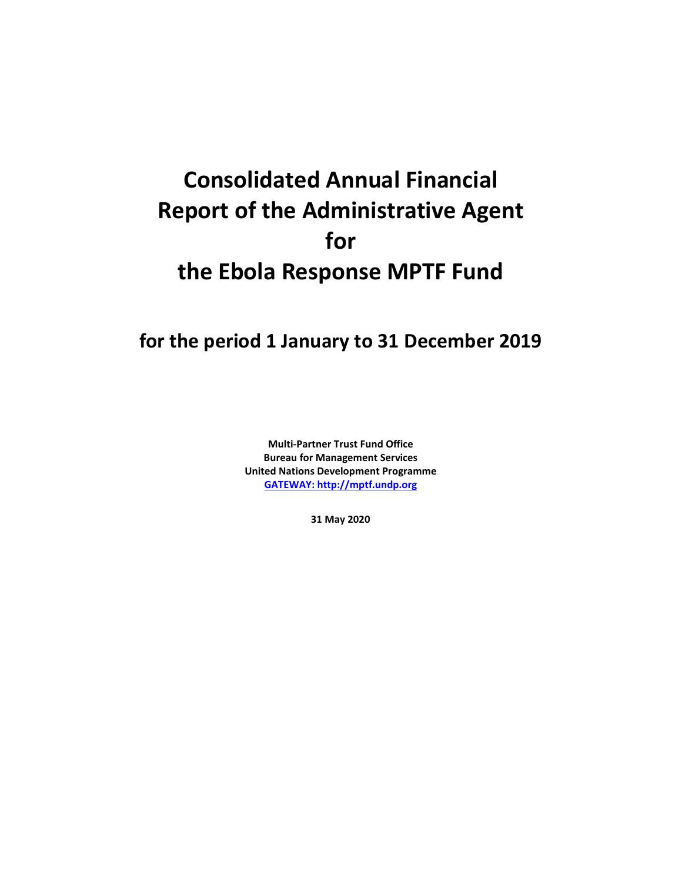# Consolidated Annual Financial Report of the Administrative Agent for the Ebola Response MPTF Fund

## for the period 1 January to 31 December 2019

**Multi-Partner Trust Fund Office**
**Bureau for Management Services**
**United Nations Development Programme**
**GATEWAY: http://mptf.undp.org**

**31 May 2020**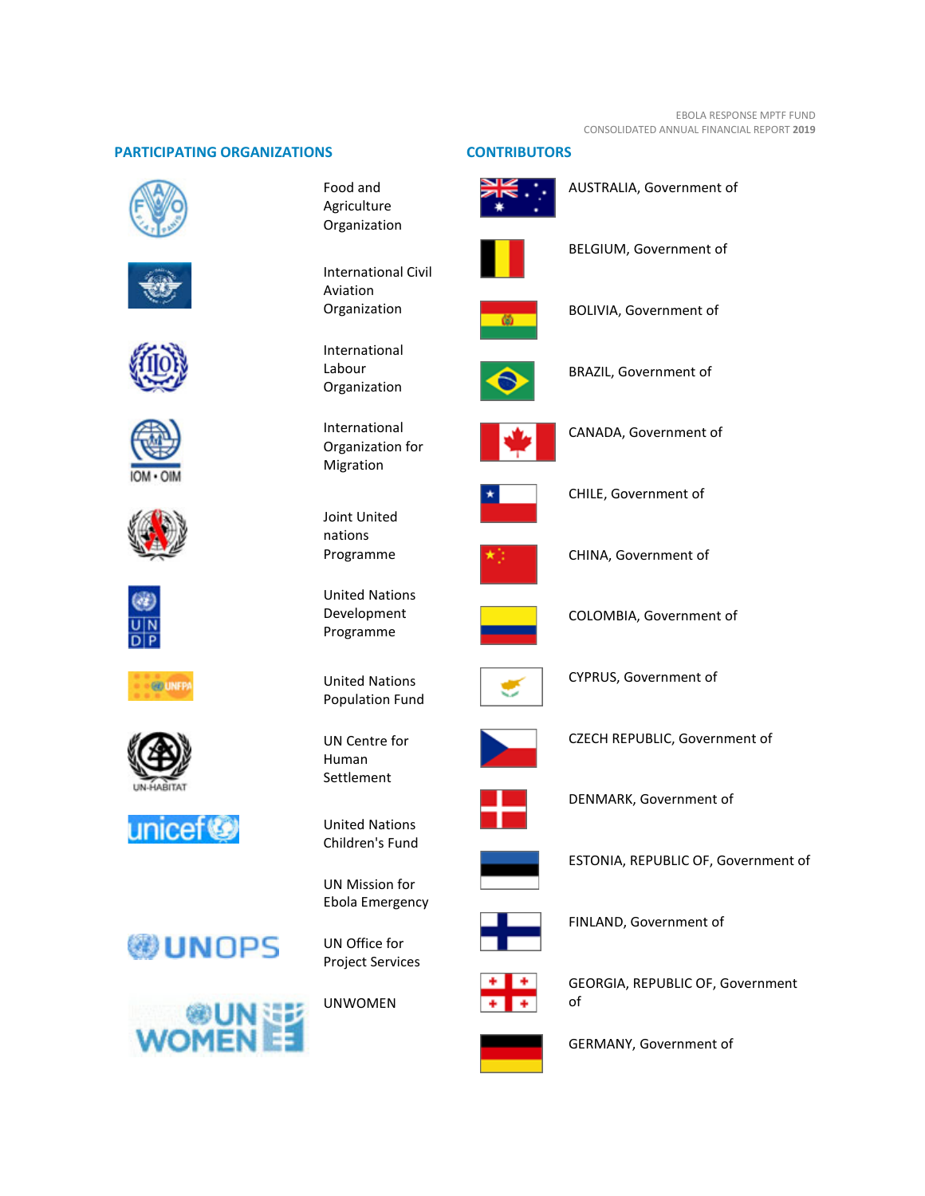## PARTICIPATING ORGANIZATIONS

Food and Agriculture Organization

International Civil Aviation Organization

International Labour Organization

International Organization for Migration

Joint United nations Programme

United Nations Development Programme

United Nations Population Fund

UN Centre for Human Settlement

United Nations Children's Fund

UN Mission for Ebola Emergency

UN Office for Project Services

UNWOMEN

## CONTRIBUTORS

AUSTRALIA, Government of

BELGIUM, Government of

BOLIVIA, Government of

BRAZIL, Government of

CANADA, Government of

CHILE, Government of

CHINA, Government of

COLOMBIA, Government of

CYPRUS, Government of

CZECH REPUBLIC, Government of

DENMARK, Government of

ESTONIA, REPUBLIC OF, Government of

FINLAND, Government of

GEORGIA, REPUBLIC OF, Government of

GERMANY, Government of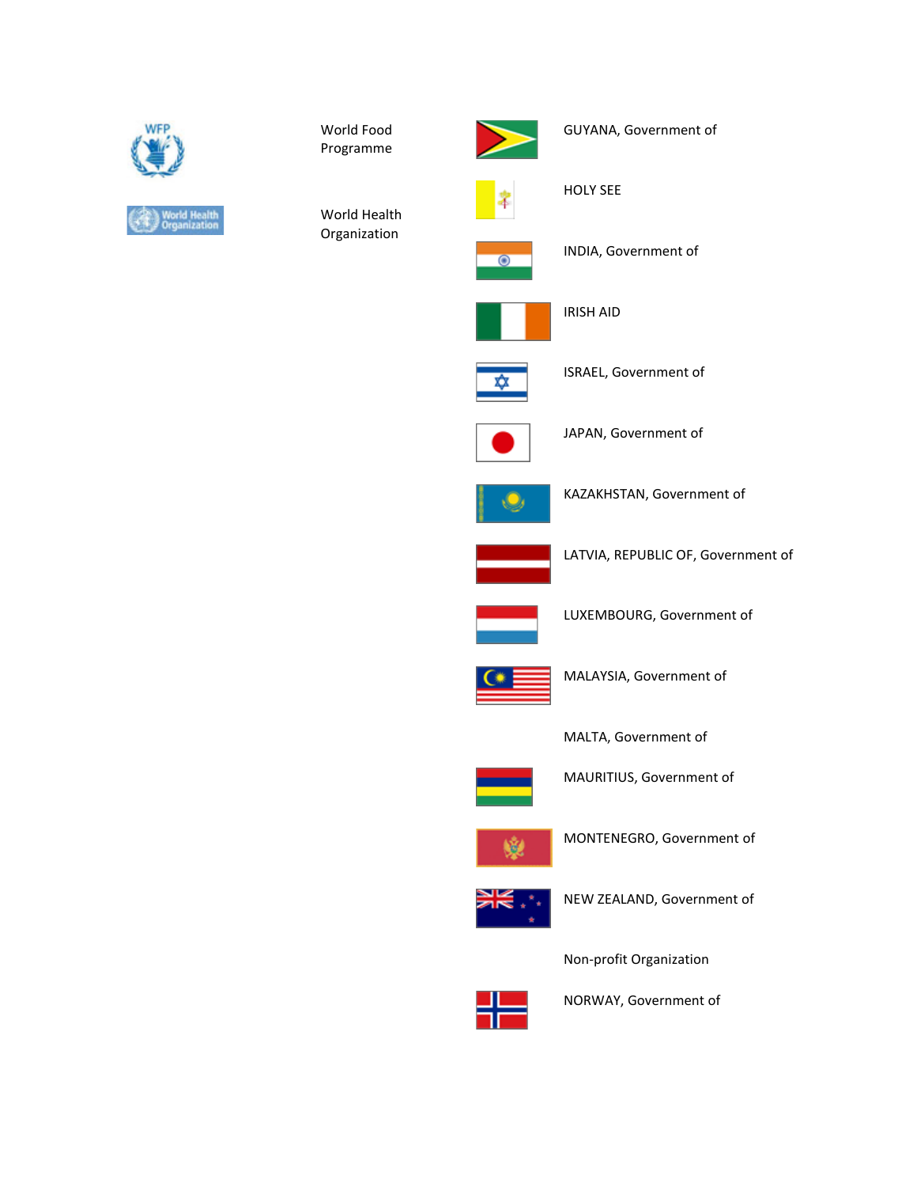World Food Programme

World Health Organization

GUYANA, Government of

HOLY SEE

INDIA, Government of

IRISH AID

ISRAEL, Government of

JAPAN, Government of

KAZAKHSTAN, Government of

LATVIA, REPUBLIC OF, Government of

LUXEMBOURG, Government of

MALAYSIA, Government of

MALTA, Government of

MAURITIUS, Government of

MONTENEGRO, Government of

NEW ZEALAND, Government of

Non-profit Organization

NORWAY, Government of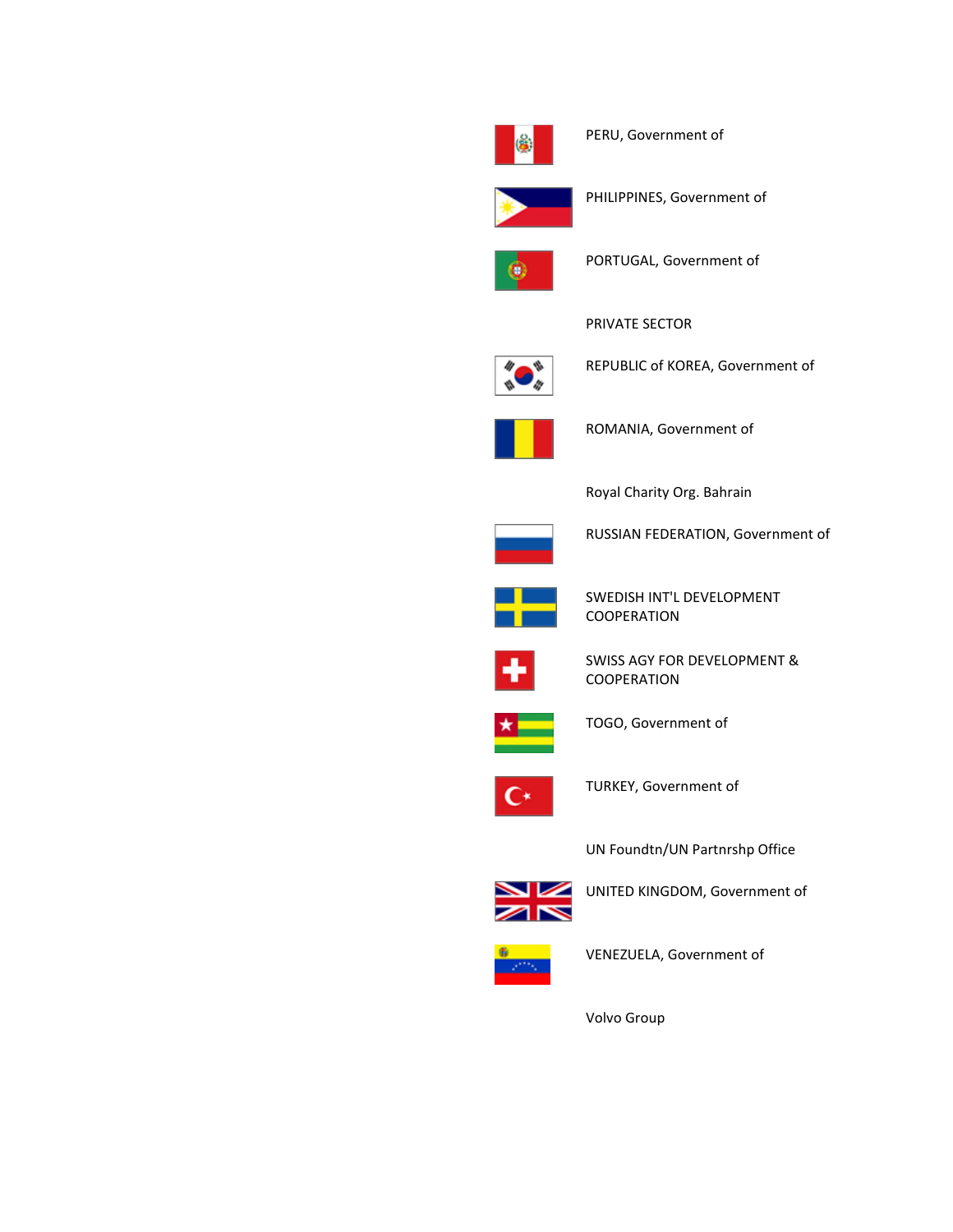PERU, Government of

PHILIPPINES, Government of

PORTUGAL, Government of

PRIVATE SECTOR

REPUBLIC of KOREA, Government of

ROMANIA, Government of

Royal Charity Org. Bahrain

RUSSIAN FEDERATION, Government of

SWEDISH INT'L DEVELOPMENT COOPERATION

SWISS AGY FOR DEVELOPMENT & COOPERATION

TOGO, Government of

TURKEY, Government of

UN Foundtn/UN Partnrshp Office

UNITED KINGDOM, Government of

VENEZUELA, Government of

Volvo Group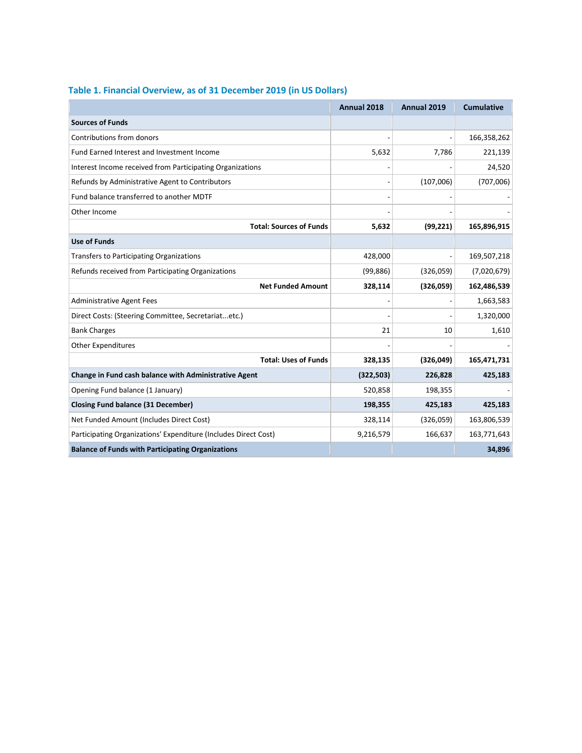## Table 1. Financial Overview, as of 31 December 2019 (in US Dollars)

| | Annual 2018 | Annual 2019 | Cumulative |
|---|---|---|---|
| **Sources of Funds** | | | |
| Contributions from donors | - | - | 166,358,262 |
| Fund Earned Interest and Investment Income | 5,632 | 7,786 | 221,139 |
| Interest Income received from Participating Organizations | - | - | 24,520 |
| Refunds by Administrative Agent to Contributors | - | (107,006) | (707,006) |
| Fund balance transferred to another MDTF | - | - | - |
| Other Income | - | - | - |
| **Total: Sources of Funds** | **5,632** | **(99,221)** | **165,896,915** |
| **Use of Funds** | | | |
| Transfers to Participating Organizations | 428,000 | - | 169,507,218 |
| Refunds received from Participating Organizations | (99,886) | (326,059) | (7,020,679) |
| **Net Funded Amount** | **328,114** | **(326,059)** | **162,486,539** |
| Administrative Agent Fees | - | - | 1,663,583 |
| Direct Costs: (Steering Committee, Secretariat...etc.) | - | - | 1,320,000 |
| Bank Charges | 21 | 10 | 1,610 |
| Other Expenditures | - | - | - |
| **Total: Uses of Funds** | **328,135** | **(326,049)** | **165,471,731** |
| **Change in Fund cash balance with Administrative Agent** | **(322,503)** | **226,828** | **425,183** |
| Opening Fund balance (1 January) | 520,858 | 198,355 | - |
| **Closing Fund balance (31 December)** | **198,355** | **425,183** | **425,183** |
| Net Funded Amount (Includes Direct Cost) | 328,114 | (326,059) | 163,806,539 |
| Participating Organizations' Expenditure (Includes Direct Cost) | 9,216,579 | 166,637 | 163,771,643 |
| **Balance of Funds with Participating Organizations** | | | **34,896** |